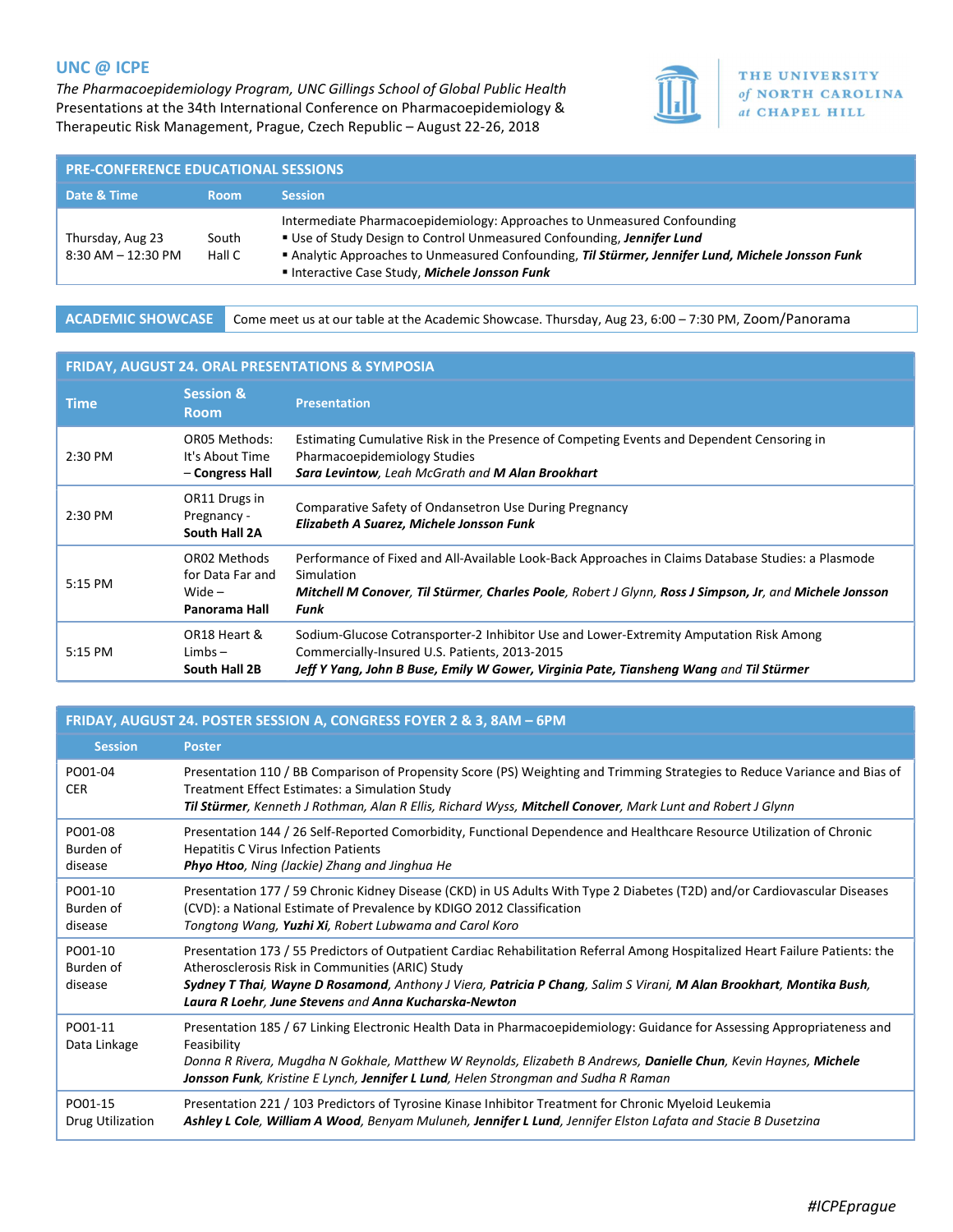## UNC @ ICPE

*The Pharmacoepidemiology Program, UNC Gillings School of Global Public Health*
Presentations at the 34th International Conference on Pharmacoepidemiology & Therapeutic Risk Management, Prague, Czech Republic – August 22-26, 2018

THE UNIVERSITY *of* NORTH CAROLINA *at* CHAPEL HILL

### PRE-CONFERENCE EDUCATIONAL SESSIONS

| Date & Time | Room | Session |
|---|---|---|
| Thursday, Aug 23<br>8:30 AM – 12:30 PM | South Hall C | Intermediate Pharmacoepidemiology: Approaches to Unmeasured Confounding<br>▪ Use of Study Design to Control Unmeasured Confounding, ***Jennifer Lund***<br>▪ Analytic Approaches to Unmeasured Confounding, ***Til Stürmer, Jennifer Lund, Michele Jonsson Funk***<br>▪ Interactive Case Study, ***Michele Jonsson Funk*** |

**ACADEMIC SHOWCASE** Come meet us at our table at the Academic Showcase. Thursday, Aug 23, 6:00 – 7:30 PM, Zoom/Panorama

### FRIDAY, AUGUST 24. ORAL PRESENTATIONS & SYMPOSIA

| Time | Session & Room | Presentation |
|---|---|---|
| 2:30 PM | OR05 Methods: It's About Time – **Congress Hall** | Estimating Cumulative Risk in the Presence of Competing Events and Dependent Censoring in Pharmacoepidemiology Studies<br>***Sara Levintow***, *Leah McGrath* and ***M Alan Brookhart*** |
| 2:30 PM | OR11 Drugs in Pregnancy - **South Hall 2A** | Comparative Safety of Ondansetron Use During Pregnancy<br>***Elizabeth A Suarez, Michele Jonsson Funk*** |
| 5:15 PM | OR02 Methods for Data Far and Wide – **Panorama Hall** | Performance of Fixed and All-Available Look-Back Approaches in Claims Database Studies: a Plasmode Simulation<br>***Mitchell M Conover***, ***Til Stürmer***, ***Charles Poole***, *Robert J Glynn*, ***Ross J Simpson, Jr***, *and* ***Michele Jonsson Funk*** |
| 5:15 PM | OR18 Heart & Limbs – **South Hall 2B** | Sodium-Glucose Cotransporter-2 Inhibitor Use and Lower-Extremity Amputation Risk Among Commercially-Insured U.S. Patients, 2013-2015<br>***Jeff Y Yang, John B Buse, Emily W Gower, Virginia Pate, Tiansheng Wang*** *and* ***Til Stürmer*** |

### FRIDAY, AUGUST 24. POSTER SESSION A, CONGRESS FOYER 2 & 3, 8AM – 6PM

| Session | Poster |
|---|---|
| PO01-04 CER | Presentation 110 / BB Comparison of Propensity Score (PS) Weighting and Trimming Strategies to Reduce Variance and Bias of Treatment Effect Estimates: a Simulation Study<br>***Til Stürmer***, *Kenneth J Rothman, Alan R Ellis, Richard Wyss*, ***Mitchell Conover***, *Mark Lunt and Robert J Glynn* |
| PO01-08 Burden of disease | Presentation 144 / 26 Self-Reported Comorbidity, Functional Dependence and Healthcare Resource Utilization of Chronic Hepatitis C Virus Infection Patients<br>***Phyo Htoo***, *Ning (Jackie) Zhang and Jinghua He* |
| PO01-10 Burden of disease | Presentation 177 / 59 Chronic Kidney Disease (CKD) in US Adults With Type 2 Diabetes (T2D) and/or Cardiovascular Diseases (CVD): a National Estimate of Prevalence by KDIGO 2012 Classification<br>*Tongtong Wang*, ***Yuzhi Xi***, *Robert Lubwama and Carol Koro* |
| PO01-10 Burden of disease | Presentation 173 / 55 Predictors of Outpatient Cardiac Rehabilitation Referral Among Hospitalized Heart Failure Patients: the Atherosclerosis Risk in Communities (ARIC) Study<br>***Sydney T Thai***, ***Wayne D Rosamond***, *Anthony J Viera*, ***Patricia P Chang***, *Salim S Virani*, ***M Alan Brookhart***, ***Montika Bush***, ***Laura R Loehr***, ***June Stevens*** *and* ***Anna Kucharska-Newton*** |
| PO01-11 Data Linkage | Presentation 185 / 67 Linking Electronic Health Data in Pharmacoepidemiology: Guidance for Assessing Appropriateness and Feasibility<br>*Donna R Rivera, Mugdha N Gokhale, Matthew W Reynolds, Elizabeth B Andrews*, ***Danielle Chun***, *Kevin Haynes*, ***Michele Jonsson Funk***, *Kristine E Lynch*, ***Jennifer L Lund***, *Helen Strongman and Sudha R Raman* |
| PO01-15 Drug Utilization | Presentation 221 / 103 Predictors of Tyrosine Kinase Inhibitor Treatment for Chronic Myeloid Leukemia<br>***Ashley L Cole***, ***William A Wood***, *Benyam Muluneh*, ***Jennifer L Lund***, *Jennifer Elston Lafata and Stacie B Dusetzina* |

*#ICPEprague*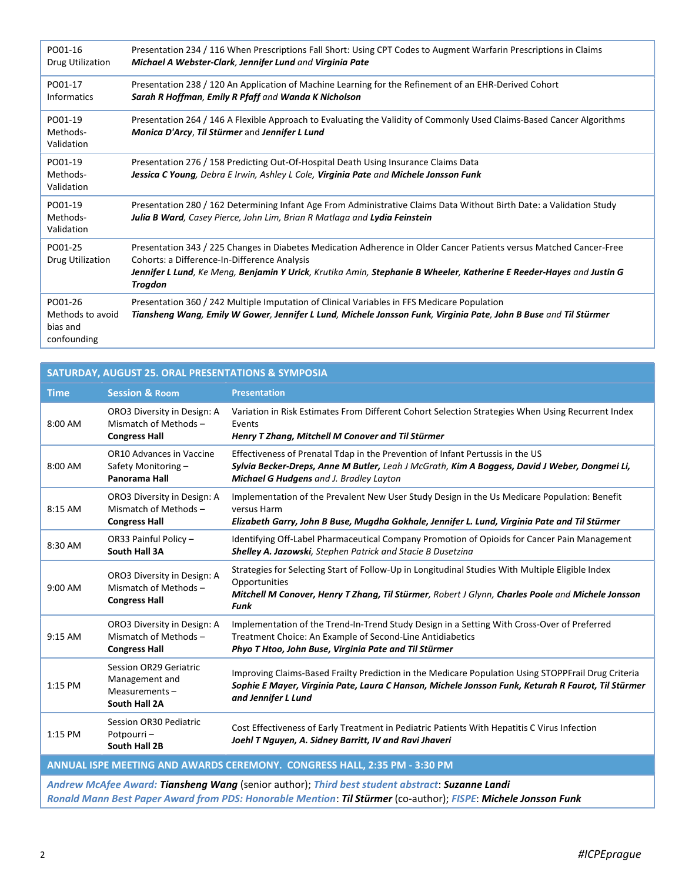| | |
|---|---|
| PO01-16 Drug Utilization | Presentation 234 / 116 When Prescriptions Fall Short: Using CPT Codes to Augment Warfarin Prescriptions in Claims<br>***Michael A Webster-Clark**, **Jennifer Lund** and **Virginia Pate*** |
| PO01-17 Informatics | Presentation 238 / 120 An Application of Machine Learning for the Refinement of an EHR-Derived Cohort<br>***Sarah R Hoffman**, **Emily R Pfaff** and **Wanda K Nicholson*** |
| PO01-19 Methods-Validation | Presentation 264 / 146 A Flexible Approach to Evaluating the Validity of Commonly Used Claims-Based Cancer Algorithms<br>***Monica D'Arcy**, **Til Stürmer** and **Jennifer L Lund*** |
| PO01-19 Methods-Validation | Presentation 276 / 158 Predicting Out-Of-Hospital Death Using Insurance Claims Data<br>***Jessica C Young**, Debra E Irwin, Ashley L Cole, **Virginia Pate** and **Michele Jonsson Funk*** |
| PO01-19 Methods-Validation | Presentation 280 / 162 Determining Infant Age From Administrative Claims Data Without Birth Date: a Validation Study<br>***Julia B Ward**, Casey Pierce, John Lim, Brian R Matlaga and **Lydia Feinstein*** |
| PO01-25 Drug Utilization | Presentation 343 / 225 Changes in Diabetes Medication Adherence in Older Cancer Patients versus Matched Cancer-Free Cohorts: a Difference-In-Difference Analysis<br>***Jennifer L Lund**, Ke Meng, **Benjamin Y Urick**, Krutika Amin, **Stephanie B Wheeler**, **Katherine E Reeder-Hayes** and **Justin G Trogdon*** |
| PO01-26 Methods to avoid bias and confounding | Presentation 360 / 242 Multiple Imputation of Clinical Variables in FFS Medicare Population<br>***Tiansheng Wang**, **Emily W Gower**, **Jennifer L Lund**, **Michele Jonsson Funk**, **Virginia Pate**, **John B Buse** and **Til Stürmer*** |

| SATURDAY, AUGUST 25. ORAL PRESENTATIONS & SYMPOSIA | | |
|---|---|---|
| **Time** | **Session & Room** | **Presentation** |
| 8:00 AM | ORO3 Diversity in Design: A Mismatch of Methods – **Congress Hall** | Variation in Risk Estimates From Different Cohort Selection Strategies When Using Recurrent Index Events<br>***Henry T Zhang, Mitchell M Conover and Til Stürmer*** |
| 8:00 AM | OR10 Advances in Vaccine Safety Monitoring – **Panorama Hall** | Effectiveness of Prenatal Tdap in the Prevention of Infant Pertussis in the US<br>***Sylvia Becker-Dreps, Anne M Butler,** Leah J McGrath, **Kim A Boggess, David J Weber, Dongmei Li, Michael G Hudgens** and J. Bradley Layton* |
| 8:15 AM | ORO3 Diversity in Design: A Mismatch of Methods – **Congress Hall** | Implementation of the Prevalent New User Study Design in the Us Medicare Population: Benefit versus Harm<br>***Elizabeth Garry, John B Buse, Mugdha Gokhale, Jennifer L. Lund, Virginia Pate and Til Stürmer*** |
| 8:30 AM | OR33 Painful Policy – **South Hall 3A** | Identifying Off-Label Pharmaceutical Company Promotion of Opioids for Cancer Pain Management<br>***Shelley A. Jazowski**, Stephen Patrick and Stacie B Dusetzina* |
| 9:00 AM | ORO3 Diversity in Design: A Mismatch of Methods – **Congress Hall** | Strategies for Selecting Start of Follow-Up in Longitudinal Studies With Multiple Eligible Index Opportunities<br>***Mitchell M Conover, Henry T Zhang, Til Stürmer**, Robert J Glynn, **Charles Poole** and **Michele Jonsson Funk*** |
| 9:15 AM | ORO3 Diversity in Design: A Mismatch of Methods – **Congress Hall** | Implementation of the Trend-In-Trend Study Design in a Setting With Cross-Over of Preferred Treatment Choice: An Example of Second-Line Antidiabetics<br>***Phyo T Htoo, John Buse, Virginia Pate and Til Stürmer*** |
| 1:15 PM | Session OR29 Geriatric Management and Measurements – **South Hall 2A** | Improving Claims-Based Frailty Prediction in the Medicare Population Using STOPPFrail Drug Criteria<br>***Sophie E Mayer, Virginia Pate, Laura C Hanson, Michele Jonsson Funk, Keturah R Faurot, Til Stürmer and Jennifer L Lund*** |
| 1:15 PM | Session OR30 Pediatric Potpourri – **South Hall 2B** | Cost Effectiveness of Early Treatment in Pediatric Patients With Hepatitis C Virus Infection<br>***Joehl T Nguyen, A. Sidney Barritt, IV and Ravi Jhaveri*** |

**ANNUAL ISPE MEETING AND AWARDS CEREMONY. CONGRESS HALL, 2:35 PM - 3:30 PM**

*Andrew McAfee Award:* ***Tiansheng Wang*** (senior author); *Third best student abstract*: ***Suzanne Landi***
*Ronald Mann Best Paper Award from PDS: Honorable Mention*: ***Til Stürmer*** (co-author); *FISPE*: ***Michele Jonsson Funk***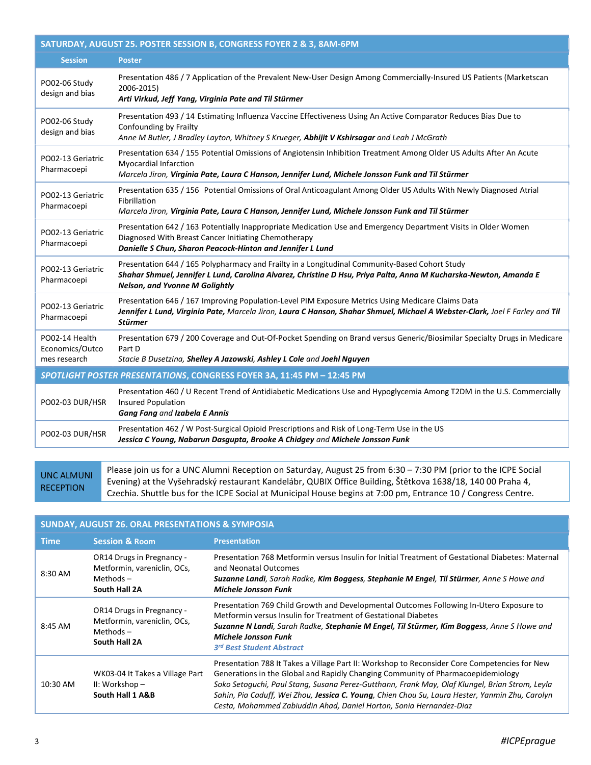| SATURDAY, AUGUST 25. POSTER SESSION B, CONGRESS FOYER 2 & 3, 8AM-6PM | |
|---|---|
| **Session** | **Poster** |
| PO02-06 Study design and bias | Presentation 486 / 7 Application of the Prevalent New-User Design Among Commercially-Insured US Patients (Marketscan 2006-2015)<br>***Arti Virkud, Jeff Yang, Virginia Pate and Til Stürmer*** |
| PO02-06 Study design and bias | Presentation 493 / 14 Estimating Influenza Vaccine Effectiveness Using An Active Comparator Reduces Bias Due to Confounding by Frailty<br>*Anne M Butler, J Bradley Layton, Whitney S Krueger,* ***Abhijit V Kshirsagar*** *and Leah J McGrath* |
| PO02-13 Geriatric Pharmacoepi | Presentation 634 / 155 Potential Omissions of Angiotensin Inhibition Treatment Among Older US Adults After An Acute Myocardial Infarction<br>*Marcela Jiron,* ***Virginia Pate, Laura C Hanson, Jennifer Lund, Michele Jonsson Funk and Til Stürmer*** |
| PO02-13 Geriatric Pharmacoepi | Presentation 635 / 156 Potential Omissions of Oral Anticoagulant Among Older US Adults With Newly Diagnosed Atrial Fibrillation<br>*Marcela Jiron,* ***Virginia Pate, Laura C Hanson, Jennifer Lund, Michele Jonsson Funk and Til Stürmer*** |
| PO02-13 Geriatric Pharmacoepi | Presentation 642 / 163 Potentially Inappropriate Medication Use and Emergency Department Visits in Older Women Diagnosed With Breast Cancer Initiating Chemotherapy<br>***Danielle S Chun, Sharon Peacock-Hinton and Jennifer L Lund*** |
| PO02-13 Geriatric Pharmacoepi | Presentation 644 / 165 Polypharmacy and Frailty in a Longitudinal Community-Based Cohort Study<br>***Shahar Shmuel, Jennifer L Lund, Carolina Alvarez, Christine D Hsu, Priya Palta, Anna M Kucharska-Newton, Amanda E Nelson, and Yvonne M Golightly*** |
| PO02-13 Geriatric Pharmacoepi | Presentation 646 / 167 Improving Population-Level PIM Exposure Metrics Using Medicare Claims Data<br>***Jennifer L Lund, Virginia Pate,*** *Marcela Jiron,* ***Laura C Hanson, Shahar Shmuel, Michael A Webster-Clark,*** *Joel F Farley and* ***Til Stürmer*** |
| PO02-14 Health Economics/Outcomes research | Presentation 679 / 200 Coverage and Out-Of-Pocket Spending on Brand versus Generic/Biosimilar Specialty Drugs in Medicare Part D<br>*Stacie B Dusetzina,* ***Shelley A Jazowski, Ashley L Cole*** *and* ***Joehl Nguyen*** |
| ***SPOTLIGHT POSTER PRESENTATIONS*, CONGRESS FOYER 3A, 11:45 PM – 12:45 PM** | |
| PO02-03 DUR/HSR | Presentation 460 / U Recent Trend of Antidiabetic Medications Use and Hypoglycemia Among T2DM in the U.S. Commercially Insured Population<br>***Gang Fang*** *and* ***Izabela E Annis*** |
| PO02-03 DUR/HSR | Presentation 462 / W Post-Surgical Opioid Prescriptions and Risk of Long-Term Use in the US<br>***Jessica C Young, Nabarun Dasgupta, Brooke A Chidgey*** *and* ***Michele Jonsson Funk*** |

| UNC ALMUNI RECEPTION | Please join us for a UNC Alumni Reception on Saturday, August 25 from 6:30 – 7:30 PM (prior to the ICPE Social Evening) at the Vyšehradský restaurant Kandelábr, QUBIX Office Building, Štětkova 1638/18, 140 00 Praha 4, Czechia. Shuttle bus for the ICPE Social at Municipal House begins at 7:00 pm, Entrance 10 / Congress Centre. |
|---|---|

| SUNDAY, AUGUST 26. ORAL PRESENTATIONS & SYMPOSIA | | |
|---|---|---|
| **Time** | **Session & Room** | **Presentation** |
| 8:30 AM | OR14 Drugs in Pregnancy - Metformin, varenicline, OCs, Methods – **South Hall 2A** | Presentation 768 Metformin versus Insulin for Initial Treatment of Gestational Diabetes: Maternal and Neonatal Outcomes<br>***Suzanne Landi,*** *Sarah Radke,* ***Kim Boggess, Stephanie M Engel, Til Stürmer,*** *Anne S Howe and* ***Michele Jonsson Funk*** |
| 8:45 AM | OR14 Drugs in Pregnancy - Metformin, varenicline, OCs, Methods – **South Hall 2A** | Presentation 769 Child Growth and Developmental Outcomes Following In-Utero Exposure to Metformin versus Insulin for Treatment of Gestational Diabetes<br>***Suzanne N Landi,*** *Sarah Radke,* ***Stephanie M Engel, Til Stürmer, Kim Boggess,*** *Anne S Howe and* ***Michele Jonsson Funk***<br>***3rd Best Student Abstract*** |
| 10:30 AM | WK03-04 It Takes a Village Part II: Workshop – **South Hall 1 A&B** | Presentation 788 It Takes a Village Part II: Workshop to Reconsider Core Competencies for New Generations in the Global and Rapidly Changing Community of Pharmacoepidemiology<br>*Soko Setoguchi, Paul Stang, Susana Perez-Gutthann, Frank May, Olaf Klungel, Brian Strom, Leyla Sahin, Pia Caduff, Wei Zhou,* ***Jessica C. Young,*** *Chien Chou Su, Laura Hester, Yanmin Zhu, Carolyn Cesta, Mohammed Zabiuddin Ahad, Daniel Horton, Sonia Hernandez-Diaz* |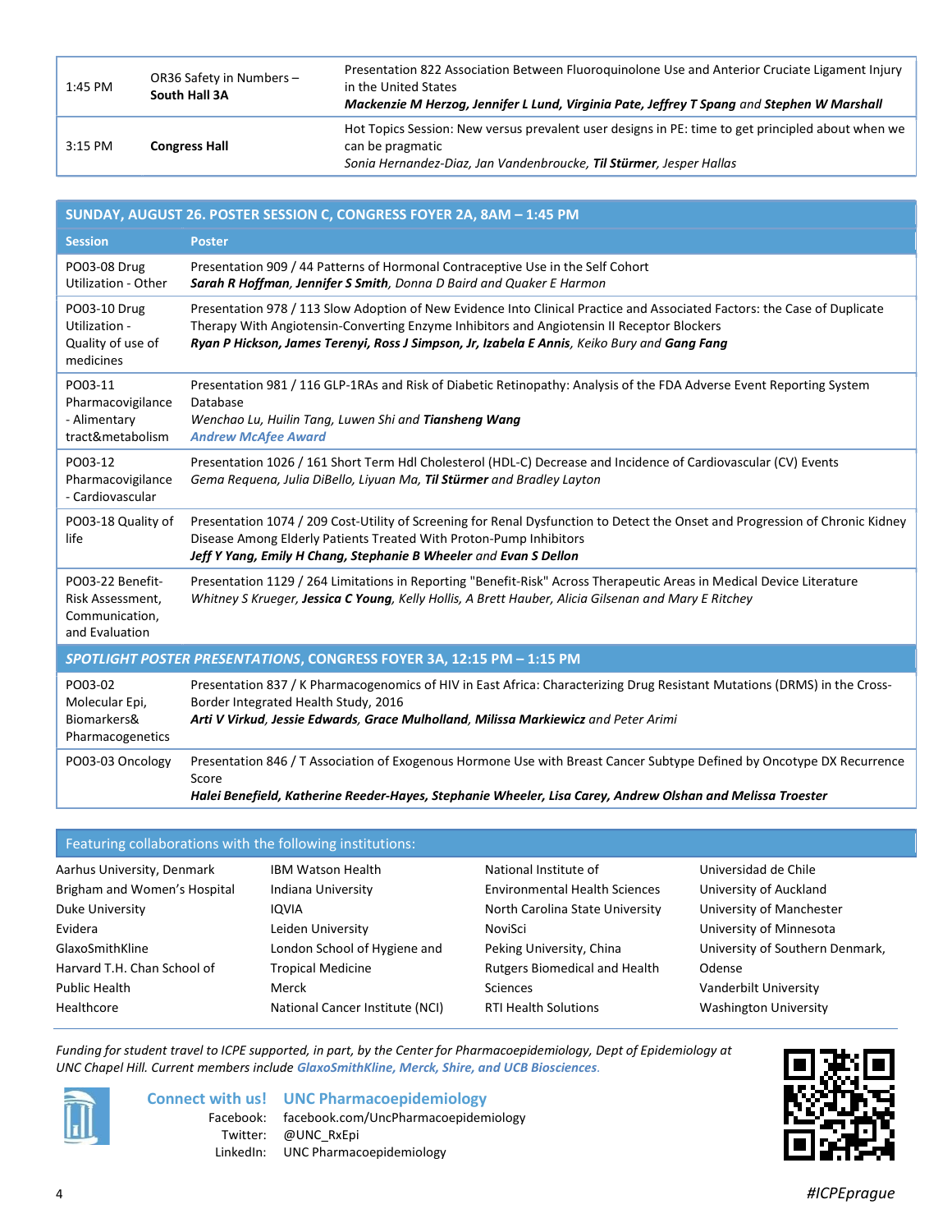| | | |
|---|---|---|
| 1:45 PM | OR36 Safety in Numbers – **South Hall 3A** | Presentation 822 Association Between Fluoroquinolone Use and Anterior Cruciate Ligament Injury in the United States<br>***Mackenzie M Herzog, Jennifer L Lund, Virginia Pate, Jeffrey T Spang** and **Stephen W Marshall*** |
| 3:15 PM | **Congress Hall** | Hot Topics Session: New versus prevalent user designs in PE: time to get principled about when we can be pragmatic<br>*Sonia Hernandez-Diaz, Jan Vandenbroucke, **Til Stürmer**, Jesper Hallas* |

## SUNDAY, AUGUST 26. POSTER SESSION C, CONGRESS FOYER 2A, 8AM – 1:45 PM

| Session | Poster |
|---|---|
| PO03-08 Drug Utilization - Other | Presentation 909 / 44 Patterns of Hormonal Contraceptive Use in the Self Cohort<br>***Sarah R Hoffman, Jennifer S Smith**, Donna D Baird and Quaker E Harmon* |
| PO03-10 Drug Utilization - Quality of use of medicines | Presentation 978 / 113 Slow Adoption of New Evidence Into Clinical Practice and Associated Factors: the Case of Duplicate Therapy With Angiotensin-Converting Enzyme Inhibitors and Angiotensin II Receptor Blockers<br>***Ryan P Hickson, James Terenyi, Ross J Simpson, Jr, Izabela E Annis**, Keiko Bury and **Gang Fang*** |
| PO03-11 Pharmacovigilance - Alimentary tract&metabolism | Presentation 981 / 116 GLP-1RAs and Risk of Diabetic Retinopathy: Analysis of the FDA Adverse Event Reporting System Database<br>*Wenchao Lu, Huilin Tang, Luwen Shi and **Tiansheng Wang***<br>***Andrew McAfee Award*** |
| PO03-12 Pharmacovigilance - Cardiovascular | Presentation 1026 / 161 Short Term Hdl Cholesterol (HDL-C) Decrease and Incidence of Cardiovascular (CV) Events<br>*Gema Requena, Julia DiBello, Liyuan Ma, **Til Stürmer** and Bradley Layton* |
| PO03-18 Quality of life | Presentation 1074 / 209 Cost-Utility of Screening for Renal Dysfunction to Detect the Onset and Progression of Chronic Kidney Disease Among Elderly Patients Treated With Proton-Pump Inhibitors<br>***Jeff Y Yang, Emily H Chang, Stephanie B Wheeler** and **Evan S Dellon*** |
| PO03-22 Benefit-Risk Assessment, Communication, and Evaluation | Presentation 1129 / 264 Limitations in Reporting "Benefit-Risk" Across Therapeutic Areas in Medical Device Literature<br>*Whitney S Krueger, **Jessica C Young**, Kelly Hollis, A Brett Hauber, Alicia Gilsenan and Mary E Ritchey* |
| ***SPOTLIGHT POSTER PRESENTATIONS*, CONGRESS FOYER 3A, 12:15 PM – 1:15 PM** | |
| PO03-02 Molecular Epi, Biomarkers& Pharmacogenetics | Presentation 837 / K Pharmacogenomics of HIV in East Africa: Characterizing Drug Resistant Mutations (DRMS) in the Cross-Border Integrated Health Study, 2016<br>***Arti V Virkud, Jessie Edwards, Grace Mulholland, Milissa Markiewicz** and Peter Arimi* |
| PO03-03 Oncology | Presentation 846 / T Association of Exogenous Hormone Use with Breast Cancer Subtype Defined by Oncotype DX Recurrence Score<br>***Halei Benefield, Katherine Reeder-Hayes, Stephanie Wheeler, Lisa Carey, Andrew Olshan and Melissa Troester*** |

## Featuring collaborations with the following institutions:

Aarhus University, Denmark
Brigham and Women's Hospital
Duke University
Evidera
GlaxoSmithKline
Harvard T.H. Chan School of Public Health
Healthcore
IBM Watson Health
Indiana University
IQVIA
Leiden University
London School of Hygiene and Tropical Medicine
Merck
National Cancer Institute (NCI)
National Institute of Environmental Health Sciences
North Carolina State University
NoviSci
Peking University, China
Rutgers Biomedical and Health Sciences
RTI Health Solutions
Universidad de Chile
University of Auckland
University of Manchester
University of Minnesota
University of Southern Denmark, Odense
Vanderbilt University
Washington University

*Funding for student travel to ICPE supported, in part, by the Center for Pharmacoepidemiology, Dept of Epidemiology at UNC Chapel Hill. Current members include GlaxoSmithKline, Merck, Shire, and UCB Biosciences.*

**Connect with us! UNC Pharmacoepidemiology**

Facebook: facebook.com/UncPharmacoepidemiology
Twitter: @UNC_RxEpi
LinkedIn: UNC Pharmacoepidemiology

*#ICPEprague*